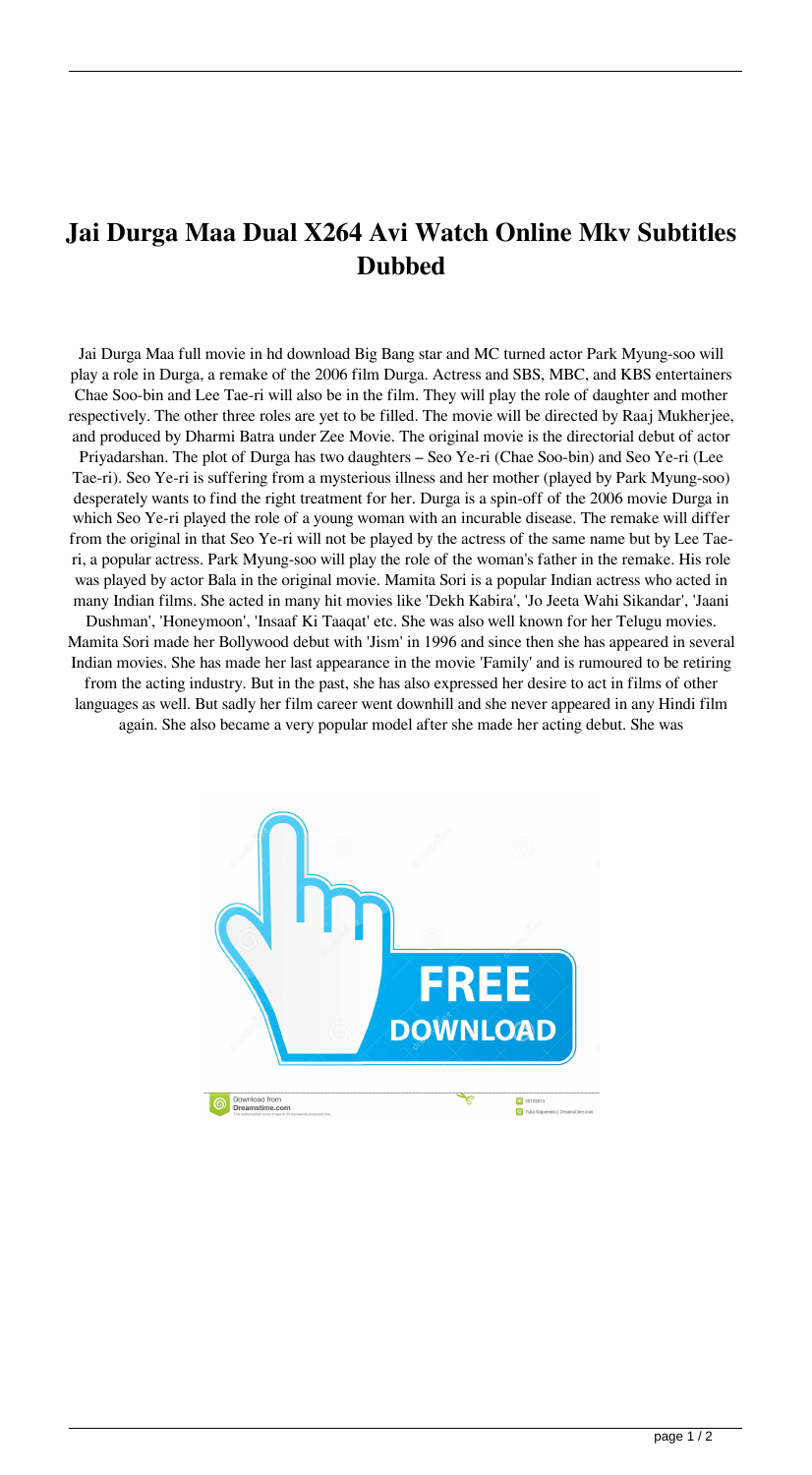# Jai Durga Maa Dual X264 Avi Watch Online Mkv Subtitles Dubbed

Jai Durga Maa full movie in hd download Big Bang star and MC turned actor Park Myung-soo will play a role in Durga, a remake of the 2006 film Durga. Actress and SBS, MBC, and KBS entertainers Chae Soo-bin and Lee Tae-ri will also be in the film. They will play the role of daughter and mother respectively. The other three roles are yet to be filled. The movie will be directed by Raaj Mukherjee, and produced by Dharmi Batra under Zee Movie. The original movie is the directorial debut of actor Priyadarshan. The plot of Durga has two daughters – Seo Ye-ri (Chae Soo-bin) and Seo Ye-ri (Lee Tae-ri). Seo Ye-ri is suffering from a mysterious illness and her mother (played by Park Myung-soo) desperately wants to find the right treatment for her. Durga is a spin-off of the 2006 movie Durga in which Seo Ye-ri played the role of a young woman with an incurable disease. The remake will differ from the original in that Seo Ye-ri will not be played by the actress of the same name but by Lee Tae-ri, a popular actress. Park Myung-soo will play the role of the woman's father in the remake. His role was played by actor Bala in the original movie. Mamita Sori is a popular Indian actress who acted in many Indian films. She acted in many hit movies like 'Dekh Kabira', 'Jo Jeeta Wahi Sikandar', 'Jaani Dushman', 'Honeymoon', 'Insaaf Ki Taaqat' etc. She was also well known for her Telugu movies. Mamita Sori made her Bollywood debut with 'Jism' in 1996 and since then she has appeared in several Indian movies. She has made her last appearance in the movie 'Family' and is rumoured to be retiring from the acting industry. But in the past, she has also expressed her desire to act in films of other languages as well. But sadly her film career went downhill and she never appeared in any Hindi film again. She also became a very popular model after she made her acting debut. She was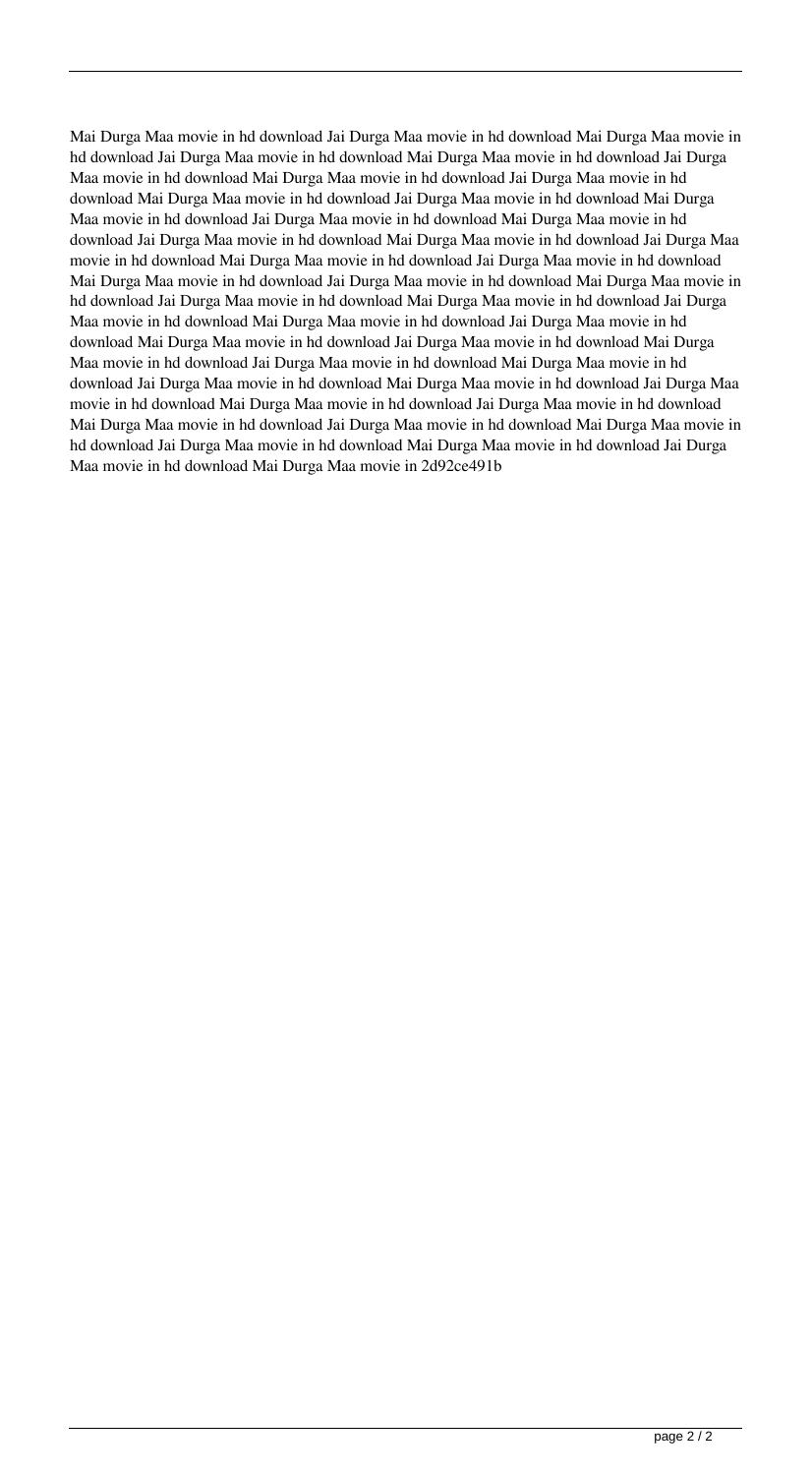Mai Durga Maa movie in hd download Jai Durga Maa movie in hd download Mai Durga Maa movie in hd download Jai Durga Maa movie in hd download Mai Durga Maa movie in hd download Jai Durga Maa movie in hd download Mai Durga Maa movie in hd download Jai Durga Maa movie in hd download Mai Durga Maa movie in hd download Jai Durga Maa movie in hd download Mai Durga Maa movie in hd download Jai Durga Maa movie in hd download Mai Durga Maa movie in hd download Jai Durga Maa movie in hd download Mai Durga Maa movie in hd download Jai Durga Maa movie in hd download Mai Durga Maa movie in hd download Jai Durga Maa movie in hd download Mai Durga Maa movie in hd download Jai Durga Maa movie in hd download Mai Durga Maa movie in hd download Jai Durga Maa movie in hd download Mai Durga Maa movie in hd download Jai Durga Maa movie in hd download Mai Durga Maa movie in hd download Jai Durga Maa movie in hd download Mai Durga Maa movie in hd download Jai Durga Maa movie in hd download Mai Durga Maa movie in hd download Jai Durga Maa movie in hd download Mai Durga Maa movie in hd download Jai Durga Maa movie in hd download Mai Durga Maa movie in hd download Jai Durga Maa movie in hd download Mai Durga Maa movie in hd download Jai Durga Maa movie in hd download Mai Durga Maa movie in hd download Jai Durga Maa movie in hd download Mai Durga Maa movie in hd download Jai Durga Maa movie in hd download Mai Durga Maa movie in hd download Jai Durga Maa movie in hd download Mai Durga Maa movie in 2d92ce491b